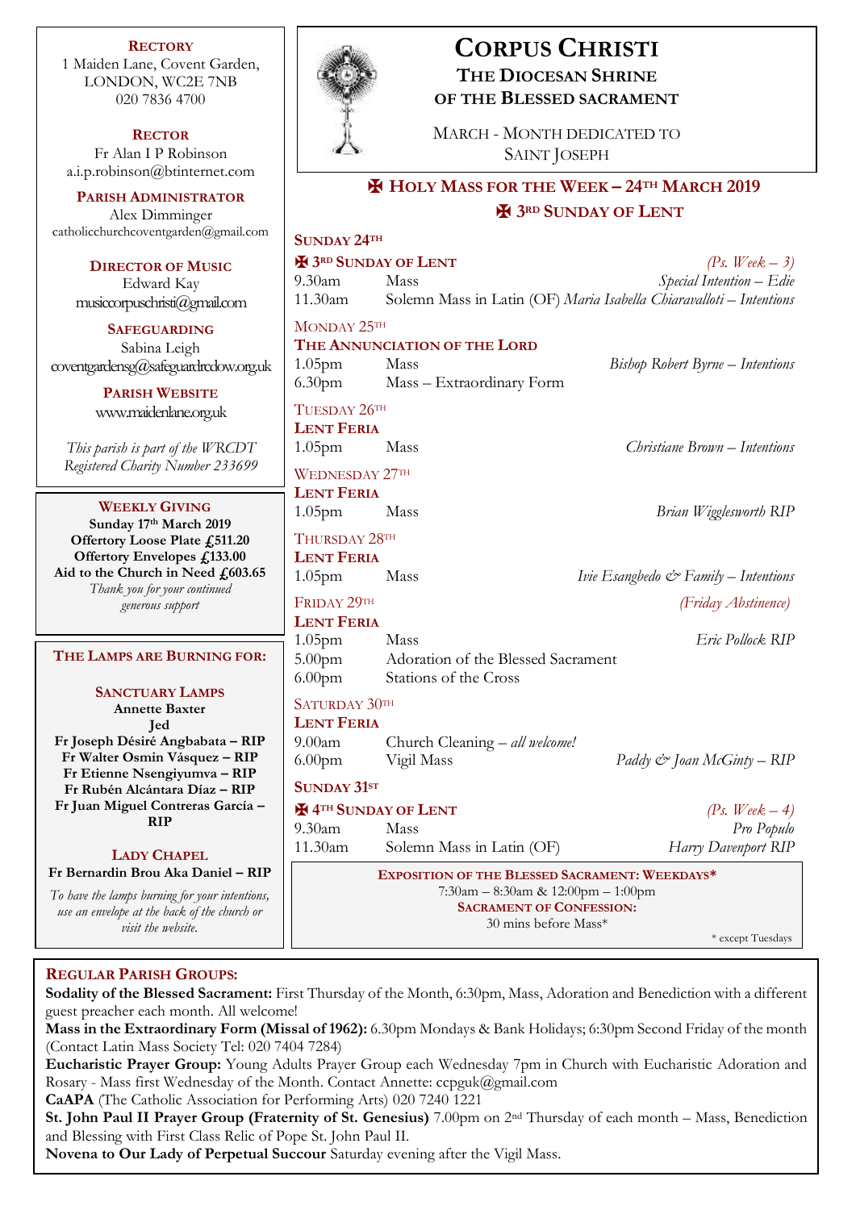# CORPUS CHRISTI

## THE DIOCESAN SHRINE OF THE BLESSED SACRAMENT

MARCH - MONTH DEDICATED TO SAINT JOSEPH

**RECTORY**
1 Maiden Lane, Covent Garden, LONDON, WC2E 7NB
020 7836 4700

**RECTOR**
Fr Alan I P Robinson
a.i.p.robinson@btinternet.com

**PARISH ADMINISTRATOR**
Alex Dimminger
catholicchurchcoventgarden@gmail.com

**DIRECTOR OF MUSIC**
Edward Kay
musiccorpuschristi@gmail.com

**SAFEGUARDING**
Sabina Leigh
coventgardensg@safeguardrcdow.org.uk

**PARISH WEBSITE**
www.maidenlane.org.uk

*This parish is part of the WRCDT Registered Charity Number 233699*

**WEEKLY GIVING**
**Sunday 17th March 2019**
**Offertory Loose Plate £511.20**
**Offertory Envelopes £133.00**
**Aid to the Church in Need £603.65**
*Thank you for your continued generous support*

**THE LAMPS ARE BURNING FOR:**

**SANCTUARY LAMPS**
**Annette Baxter**
**Jed**
**Fr Joseph Désiré Angbabata – RIP**
**Fr Walter Osmin Vásquez – RIP**
**Fr Etienne Nsengiyumva – RIP**
**Fr Rubén Alcántara Díaz – RIP**
**Fr Juan Miguel Contreras García – RIP**

**LADY CHAPEL**
**Fr Bernardin Brou Aka Daniel – RIP**

*To have the lamps burning for your intentions, use an envelope at the back of the church or visit the website.*

## ✠ HOLY MASS FOR THE WEEK – 24TH MARCH 2019
## ✠ 3RD SUNDAY OF LENT

**SUNDAY 24TH**
**✠ 3RD SUNDAY OF LENT** *(Ps. Week – 3)*
9.30am Mass — *Special Intention – Edie*
11.30am Solemn Mass in Latin (OF) *Maria Isabella Chiaravalloti – Intentions*

**MONDAY 25TH**
**THE ANNUNCIATION OF THE LORD**
1.05pm Mass — *Bishop Robert Byrne – Intentions*
6.30pm Mass – Extraordinary Form

**TUESDAY 26TH**
**LENT FERIA**
1.05pm Mass — *Christiane Brown – Intentions*

**WEDNESDAY 27TH**
**LENT FERIA**
1.05pm Mass — *Brian Wigglesworth RIP*

**THURSDAY 28TH**
**LENT FERIA**
1.05pm Mass — *Ivie Esangbedo & Family – Intentions*

**FRIDAY 29TH** *(Friday Abstinence)*
**LENT FERIA**
1.05pm Mass — *Eric Pollock RIP*
5.00pm Adoration of the Blessed Sacrament
6.00pm Stations of the Cross

**SATURDAY 30TH**
**LENT FERIA**
9.00am Church Cleaning – *all welcome!*
6.00pm Vigil Mass — *Paddy & Joan McGinty – RIP*

**SUNDAY 31ST**
**✠ 4TH SUNDAY OF LENT** *(Ps. Week – 4)*
9.30am Mass — *Pro Populo*
11.30am Solemn Mass in Latin (OF) — *Harry Davenport RIP*

**EXPOSITION OF THE BLESSED SACRAMENT: WEEKDAYS***
7:30am – 8:30am & 12:00pm – 1:00pm
**SACRAMENT OF CONFESSION:**
30 mins before Mass*

* except Tuesdays

**REGULAR PARISH GROUPS:**

**Sodality of the Blessed Sacrament:** First Thursday of the Month, 6:30pm, Mass, Adoration and Benediction with a different guest preacher each month. All welcome!

**Mass in the Extraordinary Form (Missal of 1962):** 6.30pm Mondays & Bank Holidays; 6:30pm Second Friday of the month (Contact Latin Mass Society Tel: 020 7404 7284)

**Eucharistic Prayer Group:** Young Adults Prayer Group each Wednesday 7pm in Church with Eucharistic Adoration and Rosary - Mass first Wednesday of the Month. Contact Annette: ccpguk@gmail.com

**CaAPA** (The Catholic Association for Performing Arts) 020 7240 1221

**St. John Paul II Prayer Group (Fraternity of St. Genesius)** 7.00pm on 2nd Thursday of each month – Mass, Benediction and Blessing with First Class Relic of Pope St. John Paul II.

**Novena to Our Lady of Perpetual Succour** Saturday evening after the Vigil Mass.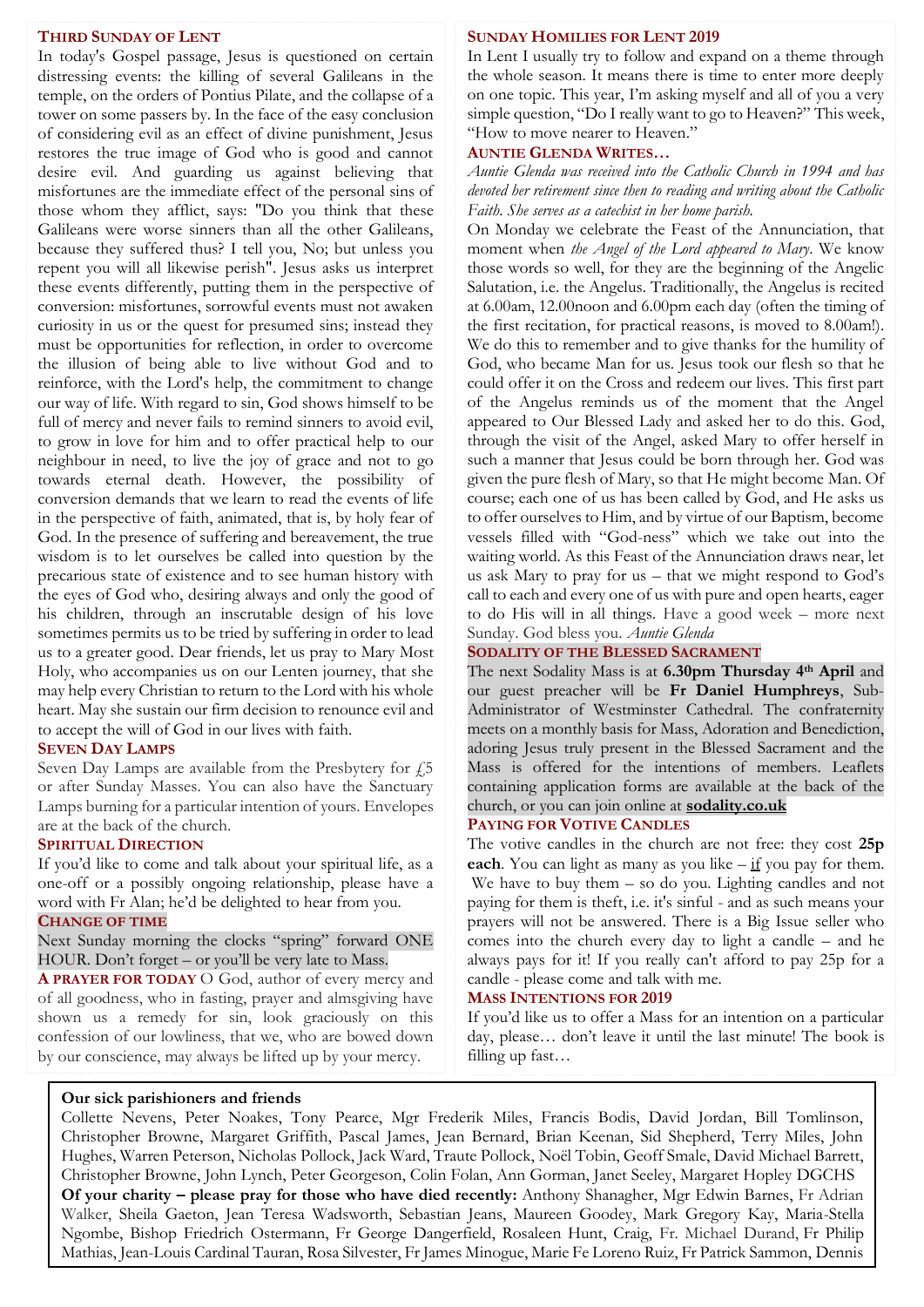## Third Sunday of Lent

In today's Gospel passage, Jesus is questioned on certain distressing events: the killing of several Galileans in the temple, on the orders of Pontius Pilate, and the collapse of a tower on some passers by. In the face of the easy conclusion of considering evil as an effect of divine punishment, Jesus restores the true image of God who is good and cannot desire evil. And guarding us against believing that misfortunes are the immediate effect of the personal sins of those whom they afflict, says: "Do you think that these Galileans were worse sinners than all the other Galileans, because they suffered thus? I tell you, No; but unless you repent you will all likewise perish". Jesus asks us interpret these events differently, putting them in the perspective of conversion: misfortunes, sorrowful events must not awaken curiosity in us or the quest for presumed sins; instead they must be opportunities for reflection, in order to overcome the illusion of being able to live without God and to reinforce, with the Lord's help, the commitment to change our way of life. With regard to sin, God shows himself to be full of mercy and never fails to remind sinners to avoid evil, to grow in love for him and to offer practical help to our neighbour in need, to live the joy of grace and not to go towards eternal death. However, the possibility of conversion demands that we learn to read the events of life in the perspective of faith, animated, that is, by holy fear of God. In the presence of suffering and bereavement, the true wisdom is to let ourselves be called into question by the precarious state of existence and to see human history with the eyes of God who, desiring always and only the good of his children, through an inscrutable design of his love sometimes permits us to be tried by suffering in order to lead us to a greater good. Dear friends, let us pray to Mary Most Holy, who accompanies us on our Lenten journey, that she may help every Christian to return to the Lord with his whole heart. May she sustain our firm decision to renounce evil and to accept the will of God in our lives with faith.

## Seven Day Lamps

Seven Day Lamps are available from the Presbytery for £5 or after Sunday Masses. You can also have the Sanctuary Lamps burning for a particular intention of yours. Envelopes are at the back of the church.

## Spiritual Direction

If you'd like to come and talk about your spiritual life, as a one-off or a possibly ongoing relationship, please have a word with Fr Alan; he'd be delighted to hear from you.

## Change of Time

Next Sunday morning the clocks "spring" forward ONE HOUR. Don't forget – or you'll be very late to Mass.

**A PRAYER FOR TODAY** O God, author of every mercy and of all goodness, who in fasting, prayer and almsgiving have shown us a remedy for sin, look graciously on this confession of our lowliness, that we, who are bowed down by our conscience, may always be lifted up by your mercy.

## Sunday Homilies for Lent 2019

In Lent I usually try to follow and expand on a theme through the whole season. It means there is time to enter more deeply on one topic. This year, I'm asking myself and all of you a very simple question, "Do I really want to go to Heaven?" This week, "How to move nearer to Heaven."

## Auntie Glenda Writes…

*Auntie Glenda was received into the Catholic Church in 1994 and has devoted her retirement since then to reading and writing about the Catholic Faith. She serves as a catechist in her home parish.*

On Monday we celebrate the Feast of the Annunciation, that moment when *the Angel of the Lord appeared to Mary*. We know those words so well, for they are the beginning of the Angelic Salutation, i.e. the Angelus. Traditionally, the Angelus is recited at 6.00am, 12.00noon and 6.00pm each day (often the timing of the first recitation, for practical reasons, is moved to 8.00am!). We do this to remember and to give thanks for the humility of God, who became Man for us. Jesus took our flesh so that he could offer it on the Cross and redeem our lives. This first part of the Angelus reminds us of the moment that the Angel appeared to Our Blessed Lady and asked her to do this. God, through the visit of the Angel, asked Mary to offer herself in such a manner that Jesus could be born through her. God was given the pure flesh of Mary, so that He might become Man. Of course; each one of us has been called by God, and He asks us to offer ourselves to Him, and by virtue of our Baptism, become vessels filled with "God-ness" which we take out into the waiting world. As this Feast of the Annunciation draws near, let us ask Mary to pray for us – that we might respond to God's call to each and every one of us with pure and open hearts, eager to do His will in all things. Have a good week – more next Sunday. God bless you. *Auntie Glenda*

## Sodality of the Blessed Sacrament

The next Sodality Mass is at **6.30pm Thursday 4th April** and our guest preacher will be **Fr Daniel Humphreys**, Sub-Administrator of Westminster Cathedral. The confraternity meets on a monthly basis for Mass, Adoration and Benediction, adoring Jesus truly present in the Blessed Sacrament and the Mass is offered for the intentions of members. Leaflets containing application forms are available at the back of the church, or you can join online at **sodality.co.uk**

## Paying for Votive Candles

The votive candles in the church are not free: they cost **25p each**. You can light as many as you like – if you pay for them. We have to buy them – so do you. Lighting candles and not paying for them is theft, i.e. it's sinful - and as such means your prayers will not be answered. There is a Big Issue seller who comes into the church every day to light a candle – and he always pays for it! If you really can't afford to pay 25p for a candle - please come and talk with me.

## Mass Intentions for 2019

If you'd like us to offer a Mass for an intention on a particular day, please… don't leave it until the last minute! The book is filling up fast…

**Our sick parishioners and friends**

Collette Nevens, Peter Noakes, Tony Pearce, Mgr Frederik Miles, Francis Bodis, David Jordan, Bill Tomlinson, Christopher Browne, Margaret Griffith, Pascal James, Jean Bernard, Brian Keenan, Sid Shepherd, Terry Miles, John Hughes, Warren Peterson, Nicholas Pollock, Jack Ward, Traute Pollock, Noël Tobin, Geoff Smale, David Michael Barrett, Christopher Browne, John Lynch, Peter Georgeson, Colin Folan, Ann Gorman, Janet Seeley, Margaret Hopley DGCHS

**Of your charity – please pray for those who have died recently:** Anthony Shanagher, Mgr Edwin Barnes, Fr Adrian Walker, Sheila Gaeton, Jean Teresa Wadsworth, Sebastian Jeans, Maureen Goodey, Mark Gregory Kay, Maria-Stella Ngombe, Bishop Friedrich Ostermann, Fr George Dangerfield, Rosaleen Hunt, Craig, Fr. Michael Durand, Fr Philip Mathias, Jean-Louis Cardinal Tauran, Rosa Silvester, Fr James Minogue, Marie Fe Loreno Ruiz, Fr Patrick Sammon, Dennis